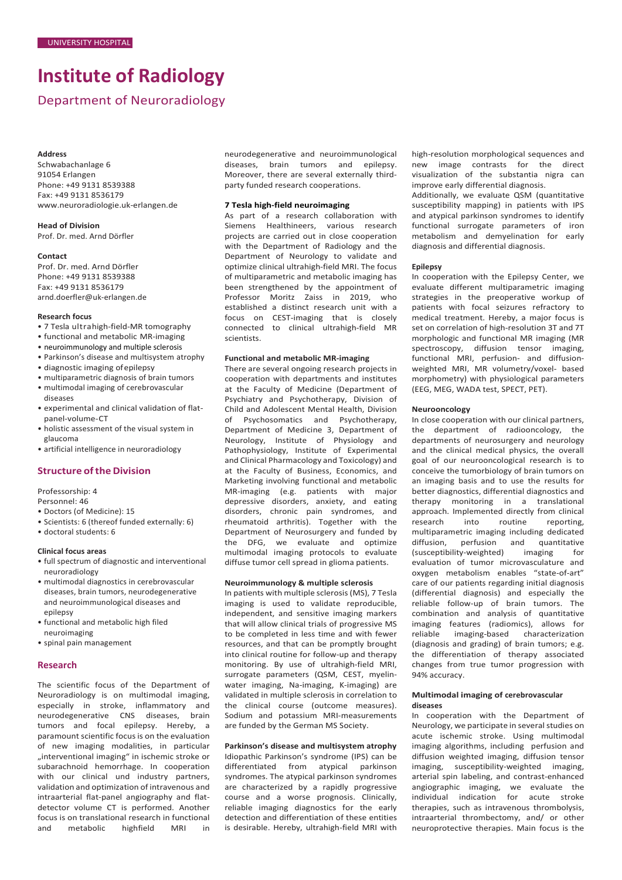UNIVERSITY HOSPITAL

# Institute of Radiology

## Department of Neuroradiology

**Address**
Schwabachanlage 6
91054 Erlangen
Phone: +49 9131 8539388
Fax: +49 9131 8536179
www.neuroradiologie.uk-erlangen.de

**Head of Division**
Prof. Dr. med. Arnd Dörfler

**Contact**
Prof. Dr. med. Arnd Dörfler
Phone: +49 9131 8539388
Fax: +49 9131 8536179
arnd.doerfler@uk-erlangen.de

**Research focus**

- 7 Tesla ultrahigh-field-MR tomography
- functional and metabolic MR-imaging
- neuroimmunology and multiple sclerosis
- Parkinson's disease and multisystem atrophy
- diagnostic imaging of epilepsy
- multiparametric diagnosis of brain tumors
- multimodal imaging of cerebrovascular diseases
- experimental and clinical validation of flat-panel-volume-CT
- holistic assessment of the visual system in glaucoma
- artificial intelligence in neuroradiology

### Structure of the Division

Professorship: 4
Personnel: 46

- Doctors (of Medicine): 15
- Scientists: 6 (thereof funded externally: 6)
- doctoral students: 6

**Clinical focus areas**

- full spectrum of diagnostic and interventional neuroradiology
- multimodal diagnostics in cerebrovascular diseases, brain tumors, neurodegenerative and neuroimmunological diseases and epilepsy
- functional and metabolic high filed neuroimaging
- spinal pain management

### Research

The scientific focus of the Department of Neuroradiology is on multimodal imaging, especially in stroke, inflammatory and neurodegenerative CNS diseases, brain tumors and focal epilepsy. Hereby, a paramount scientific focus is on the evaluation of new imaging modalities, in particular „interventional imaging" in ischemic stroke or subarachnoid hemorrhage. In cooperation with our clinical und industry partners, validation and optimization of intravenous and intraarterial flat-panel angiography and flat-detector volume CT is performed. Another focus is on translational research in functional and metabolic highfield MRI in neurodegenerative and neuroimmunological diseases, brain tumors and epilepsy. Moreover, there are several externally third-party funded research cooperations.

**7 Tesla high-field neuroimaging**

As part of a research collaboration with Siemens Healthineers, various research projects are carried out in close cooperation with the Department of Radiology and the Department of Neurology to validate and optimize clinical ultrahigh-field MRI. The focus of multiparametric and metabolic imaging has been strengthened by the appointment of Professor Moritz Zaiss in 2019, who established a distinct research unit with a focus on CEST-imaging that is closely connected to clinical ultrahigh-field MR scientists.

**Functional and metabolic MR-imaging**

There are several ongoing research projects in cooperation with departments and institutes at the Faculty of Medicine (Department of Psychiatry and Psychotherapy, Division of Child and Adolescent Mental Health, Division of Psychosomatics and Psychotherapy, Department of Medicine 3, Department of Neurology, Institute of Physiology and Pathophysiology, Institute of Experimental and Clinical Pharmacology and Toxicology) and at the Faculty of Business, Economics, and Marketing involving functional and metabolic MR-imaging (e.g. patients with major depressive disorders, anxiety, and eating disorders, chronic pain syndromes, and rheumatoid arthritis). Together with the Department of Neurosurgery and funded by the DFG, we evaluate and optimize multimodal imaging protocols to evaluate diffuse tumor cell spread in glioma patients.

**Neuroimmunology & multiple sclerosis**

In patients with multiple sclerosis (MS), 7 Tesla imaging is used to validate reproducible, independent, and sensitive imaging markers that will allow clinical trials of progressive MS to be completed in less time and with fewer resources, and that can be promptly brought into clinical routine for follow-up and therapy monitoring. By use of ultrahigh-field MRI, surrogate parameters (QSM, CEST, myelin-water imaging, Na-imaging, K-imaging) are validated in multiple sclerosis in correlation to the clinical course (outcome measures). Sodium and potassium MRI-measurements are funded by the German MS Society.

**Parkinson's disease and multisystem atrophy**

Idiopathic Parkinson's syndrome (IPS) can be differentiated from atypical parkinson syndromes. The atypical parkinson syndromes are characterized by a rapidly progressive course and a worse prognosis. Clinically, reliable imaging diagnostics for the early detection and differentiation of these entities is desirable. Hereby, ultrahigh-field MRI with high-resolution morphological sequences and new image contrasts for the direct visualization of the substantia nigra can improve early differential diagnosis.
Additionally, we evaluate QSM (quantitative susceptibility mapping) in patients with IPS and atypical parkinson syndromes to identify functional surrogate parameters of iron metabolism and demyelination for early diagnosis and differential diagnosis.

**Epilepsy**

In cooperation with the Epilepsy Center, we evaluate different multiparametric imaging strategies in the preoperative workup of patients with focal seizures refractory to medical treatment. Hereby, a major focus is set on correlation of high-resolution 3T and 7T morphologic and functional MR imaging (MR spectroscopy, diffusion tensor imaging, functional MRI, perfusion- and diffusion-weighted MRI, MR volumetry/voxel- based morphometry) with physiological parameters (EEG, MEG, WADA test, SPECT, PET).

**Neurooncology**

In close cooperation with our clinical partners, the department of radiooncology, the departments of neurosurgery and neurology and the clinical medical physics, the overall goal of our neurooncological research is to conceive the tumorbiology of brain tumors on an imaging basis and to use the results for better diagnostics, differential diagnostics and therapy monitoring in a translational approach. Implemented directly from clinical research into routine reporting, multiparametric imaging including dedicated diffusion, perfusion and quantitative (susceptibility-weighted) imaging for evaluation of tumor microvasculature and oxygen metabolism enables "state-of-art" care of our patients regarding initial diagnosis (differential diagnosis) and especially the reliable follow-up of brain tumors. The combination and analysis of quantitative imaging features (radiomics), allows for reliable imaging-based characterization (diagnosis and grading) of brain tumors; e.g. the differentiation of therapy associated changes from true tumor progression with 94% accuracy.

**Multimodal imaging of cerebrovascular diseases**

In cooperation with the Department of Neurology, we participate in several studies on acute ischemic stroke. Using multimodal imaging algorithms, including perfusion and diffusion weighted imaging, diffusion tensor imaging, susceptibility-weighted imaging, arterial spin labeling, and contrast-enhanced angiographic imaging, we evaluate the individual indication for acute stroke therapies, such as intravenous thrombolysis, intraarterial thrombectomy, and/ or other neuroprotective therapies. Main focus is the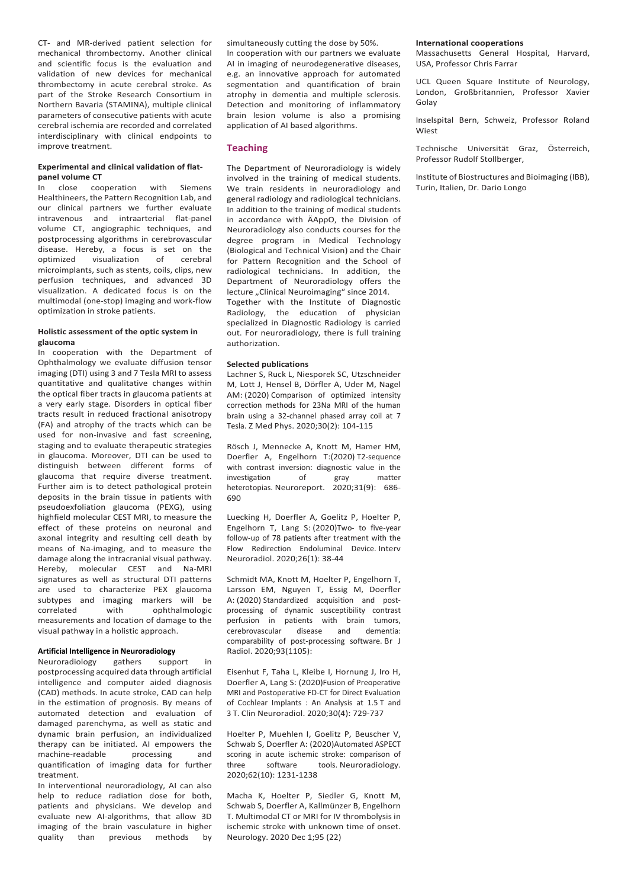CT- and MR-derived patient selection for mechanical thrombectomy. Another clinical and scientific focus is the evaluation and validation of new devices for mechanical thrombectomy in acute cerebral stroke. As part of the Stroke Research Consortium in Northern Bavaria (STAMINA), multiple clinical parameters of consecutive patients with acute cerebral ischemia are recorded and correlated interdisciplinary with clinical endpoints to improve treatment.

#### Experimental and clinical validation of flat-panel volume CT

In close cooperation with Siemens Healthineers, the Pattern Recognition Lab, and our clinical partners we further evaluate intravenous and intraarterial flat-panel volume CT, angiographic techniques, and postprocessing algorithms in cerebrovascular disease. Hereby, a focus is set on the optimized visualization of cerebral microimplants, such as stents, coils, clips, new perfusion techniques, and advanced 3D visualization. A dedicated focus is on the multimodal (one-stop) imaging and work-flow optimization in stroke patients.

#### Holistic assessment of the optic system in glaucoma

In cooperation with the Department of Ophthalmology we evaluate diffusion tensor imaging (DTI) using 3 and 7 Tesla MRI to assess quantitative and qualitative changes within the optical fiber tracts in glaucoma patients at a very early stage. Disorders in optical fiber tracts result in reduced fractional anisotropy (FA) and atrophy of the tracts which can be used for non-invasive and fast screening, staging and to evaluate therapeutic strategies in glaucoma. Moreover, DTI can be used to distinguish between different forms of glaucoma that require diverse treatment. Further aim is to detect pathological protein deposits in the brain tissue in patients with pseudoexfoliation glaucoma (PEXG), using highfield molecular CEST MRI, to measure the effect of these proteins on neuronal and axonal integrity and resulting cell death by means of Na-imaging, and to measure the damage along the intracranial visual pathway. Hereby, molecular CEST and Na-MRI signatures as well as structural DTI patterns are used to characterize PEX glaucoma subtypes and imaging markers will be correlated with ophthalmologic measurements and location of damage to the visual pathway in a holistic approach.

#### Artificial Intelligence in Neuroradiology

Neuroradiology gathers support in postprocessing acquired data through artificial intelligence and computer aided diagnosis (CAD) methods. In acute stroke, CAD can help in the estimation of prognosis. By means of automated detection and evaluation of damaged parenchyma, as well as static and dynamic brain perfusion, an individualized therapy can be initiated. AI empowers the machine-readable processing and quantification of imaging data for further treatment.

In interventional neuroradiology, AI can also help to reduce radiation dose for both, patients and physicians. We develop and evaluate new AI-algorithms, that allow 3D imaging of the brain vasculature in higher quality than previous methods by simultaneously cutting the dose by 50%.

In cooperation with our partners we evaluate AI in imaging of neurodegenerative diseases, e.g. an innovative approach for automated segmentation and quantification of brain atrophy in dementia and multiple sclerosis. Detection and monitoring of inflammatory brain lesion volume is also a promising application of AI based algorithms.

## Teaching

The Department of Neuroradiology is widely involved in the training of medical students. We train residents in neuroradiology and general radiology and radiological technicians. In addition to the training of medical students in accordance with ÄAppO, the Division of Neuroradiology also conducts courses for the degree program in Medical Technology (Biological and Technical Vision) and the Chair for Pattern Recognition and the School of radiological technicians. In addition, the Department of Neuroradiology offers the lecture „Clinical Neuroimaging" since 2014.

Together with the Institute of Diagnostic Radiology, the education of physician specialized in Diagnostic Radiology is carried out. For neuroradiology, there is full training authorization.

#### Selected publications

Lachner S, Ruck L, Niesporek SC, Utzschneider M, Lott J, Hensel B, Dörfler A, Uder M, Nagel AM: (2020) Comparison of optimized intensity correction methods for 23Na MRI of the human brain using a 32-channel phased array coil at 7 Tesla. Z Med Phys. 2020;30(2): 104-115

Rösch J, Mennecke A, Knott M, Hamer HM, Doerfler A, Engelhorn T:(2020) T2-sequence with contrast inversion: diagnostic value in the investigation of gray matter heterotopias. Neuroreport. 2020;31(9): 686-690

Luecking H, Doerfler A, Goelitz P, Hoelter P, Engelhorn T, Lang S: (2020)Two- to five-year follow-up of 78 patients after treatment with the Flow Redirection Endoluminal Device. Interv Neuroradiol. 2020;26(1): 38-44

Schmidt MA, Knott M, Hoelter P, Engelhorn T, Larsson EM, Nguyen T, Essig M, Doerfler A: (2020) Standardized acquisition and post-processing of dynamic susceptibility contrast perfusion in patients with brain tumors, cerebrovascular disease and dementia: comparability of post-processing software. Br J Radiol. 2020;93(1105):

Eisenhut F, Taha L, Kleibe I, Hornung J, Iro H, Doerfler A, Lang S: (2020)Fusion of Preoperative MRI and Postoperative FD-CT for Direct Evaluation of Cochlear Implants : An Analysis at 1.5 T and 3 T. Clin Neuroradiol. 2020;30(4): 729-737

Hoelter P, Muehlen I, Goelitz P, Beuscher V, Schwab S, Doerfler A: (2020)Automated ASPECT scoring in acute ischemic stroke: comparison of three software tools. Neuroradiology. 2020;62(10): 1231-1238

Macha K, Hoelter P, Siedler G, Knott M, Schwab S, Doerfler A, Kallmünzer B, Engelhorn T. Multimodal CT or MRI for IV thrombolysis in ischemic stroke with unknown time of onset. Neurology. 2020 Dec 1;95 (22)

#### International cooperations

Massachusetts General Hospital, Harvard, USA, Professor Chris Farrar

UCL Queen Square Institute of Neurology, London, Großbritannien, Professor Xavier Golay

Inselspital Bern, Schweiz, Professor Roland Wiest

Technische Universität Graz, Österreich, Professor Rudolf Stollberger,

Institute of Biostructures and Bioimaging (IBB), Turin, Italien, Dr. Dario Longo